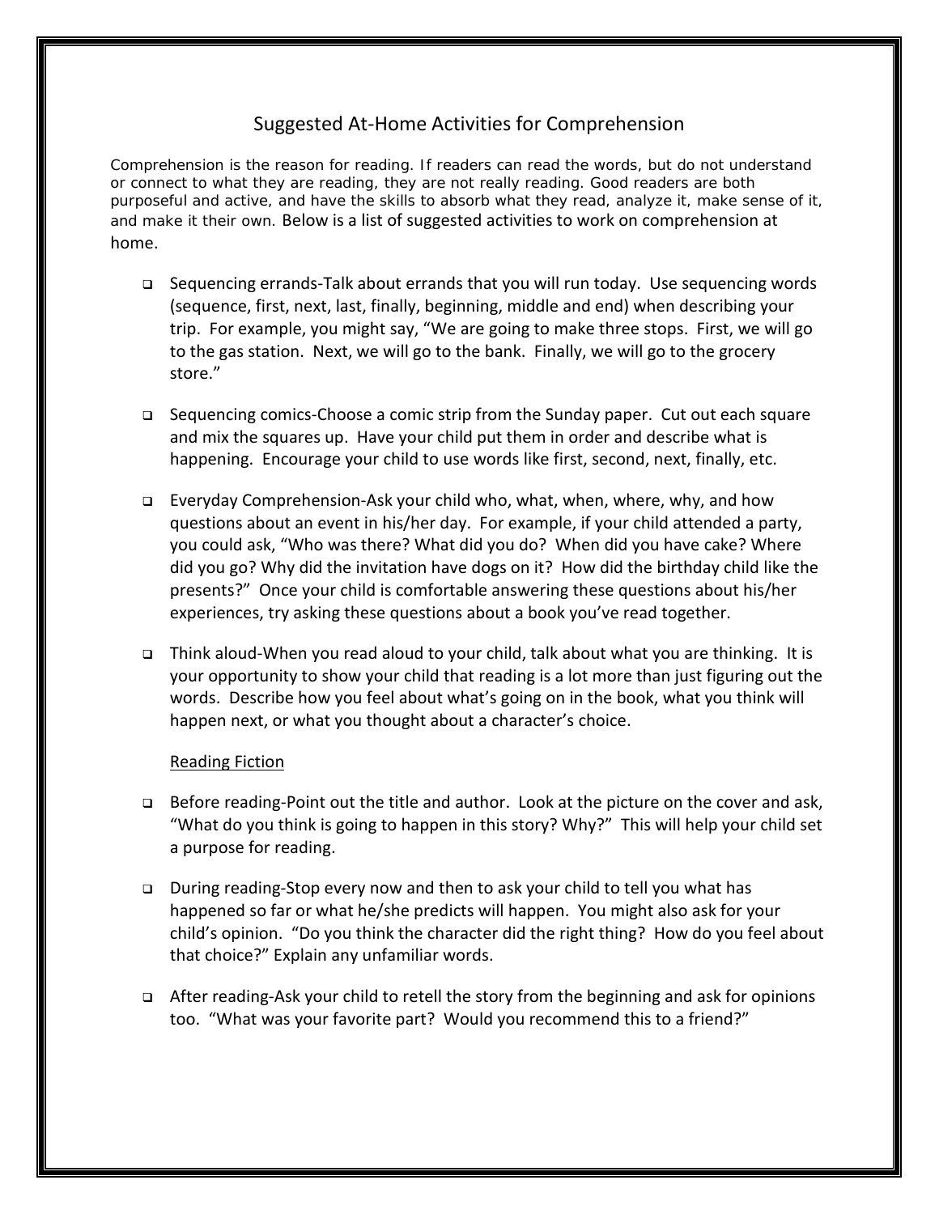# Suggested At-Home Activities for Comprehension

Comprehension is the reason for reading. If readers can read the words, but do not understand or connect to what they are reading, they are not really reading. Good readers are both purposeful and active, and have the skills to absorb what they read, analyze it, make sense of it, and make it their own. Below is a list of suggested activities to work on comprehension at home.

- Sequencing errands-Talk about errands that you will run today. Use sequencing words (sequence, first, next, last, finally, beginning, middle and end) when describing your trip. For example, you might say, "We are going to make three stops. First, we will go to the gas station. Next, we will go to the bank. Finally, we will go to the grocery store."

- Sequencing comics-Choose a comic strip from the Sunday paper. Cut out each square and mix the squares up. Have your child put them in order and describe what is happening. Encourage your child to use words like first, second, next, finally, etc.

- Everyday Comprehension-Ask your child who, what, when, where, why, and how questions about an event in his/her day. For example, if your child attended a party, you could ask, "Who was there? What did you do? When did you have cake? Where did you go? Why did the invitation have dogs on it? How did the birthday child like the presents?" Once your child is comfortable answering these questions about his/her experiences, try asking these questions about a book you've read together.

- Think aloud-When you read aloud to your child, talk about what you are thinking. It is your opportunity to show your child that reading is a lot more than just figuring out the words. Describe how you feel about what's going on in the book, what you think will happen next, or what you thought about a character's choice.

## Reading Fiction

- Before reading-Point out the title and author. Look at the picture on the cover and ask, "What do you think is going to happen in this story? Why?" This will help your child set a purpose for reading.

- During reading-Stop every now and then to ask your child to tell you what has happened so far or what he/she predicts will happen. You might also ask for your child's opinion. "Do you think the character did the right thing? How do you feel about that choice?" Explain any unfamiliar words.

- After reading-Ask your child to retell the story from the beginning and ask for opinions too. "What was your favorite part? Would you recommend this to a friend?"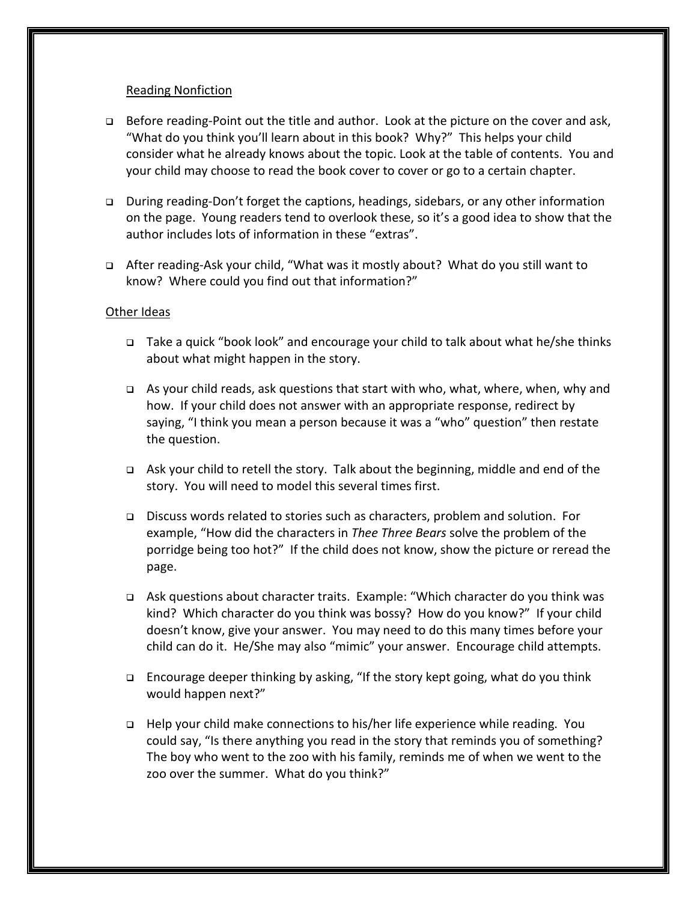<u>Reading Nonfiction</u>

- Before reading-Point out the title and author. Look at the picture on the cover and ask, "What do you think you'll learn about in this book? Why?" This helps your child consider what he already knows about the topic. Look at the table of contents. You and your child may choose to read the book cover to cover or go to a certain chapter.

- During reading-Don't forget the captions, headings, sidebars, or any other information on the page. Young readers tend to overlook these, so it's a good idea to show that the author includes lots of information in these "extras".

- After reading-Ask your child, "What was it mostly about? What do you still want to know? Where could you find out that information?"

<u>Other Ideas</u>

- Take a quick "book look" and encourage your child to talk about what he/she thinks about what might happen in the story.

- As your child reads, ask questions that start with who, what, where, when, why and how. If your child does not answer with an appropriate response, redirect by saying, "I think you mean a person because it was a "who" question" then restate the question.

- Ask your child to retell the story. Talk about the beginning, middle and end of the story. You will need to model this several times first.

- Discuss words related to stories such as characters, problem and solution. For example, "How did the characters in *Thee Three Bears* solve the problem of the porridge being too hot?" If the child does not know, show the picture or reread the page.

- Ask questions about character traits. Example: "Which character do you think was kind? Which character do you think was bossy? How do you know?" If your child doesn't know, give your answer. You may need to do this many times before your child can do it. He/She may also "mimic" your answer. Encourage child attempts.

- Encourage deeper thinking by asking, "If the story kept going, what do you think would happen next?"

- Help your child make connections to his/her life experience while reading. You could say, "Is there anything you read in the story that reminds you of something? The boy who went to the zoo with his family, reminds me of when we went to the zoo over the summer. What do you think?"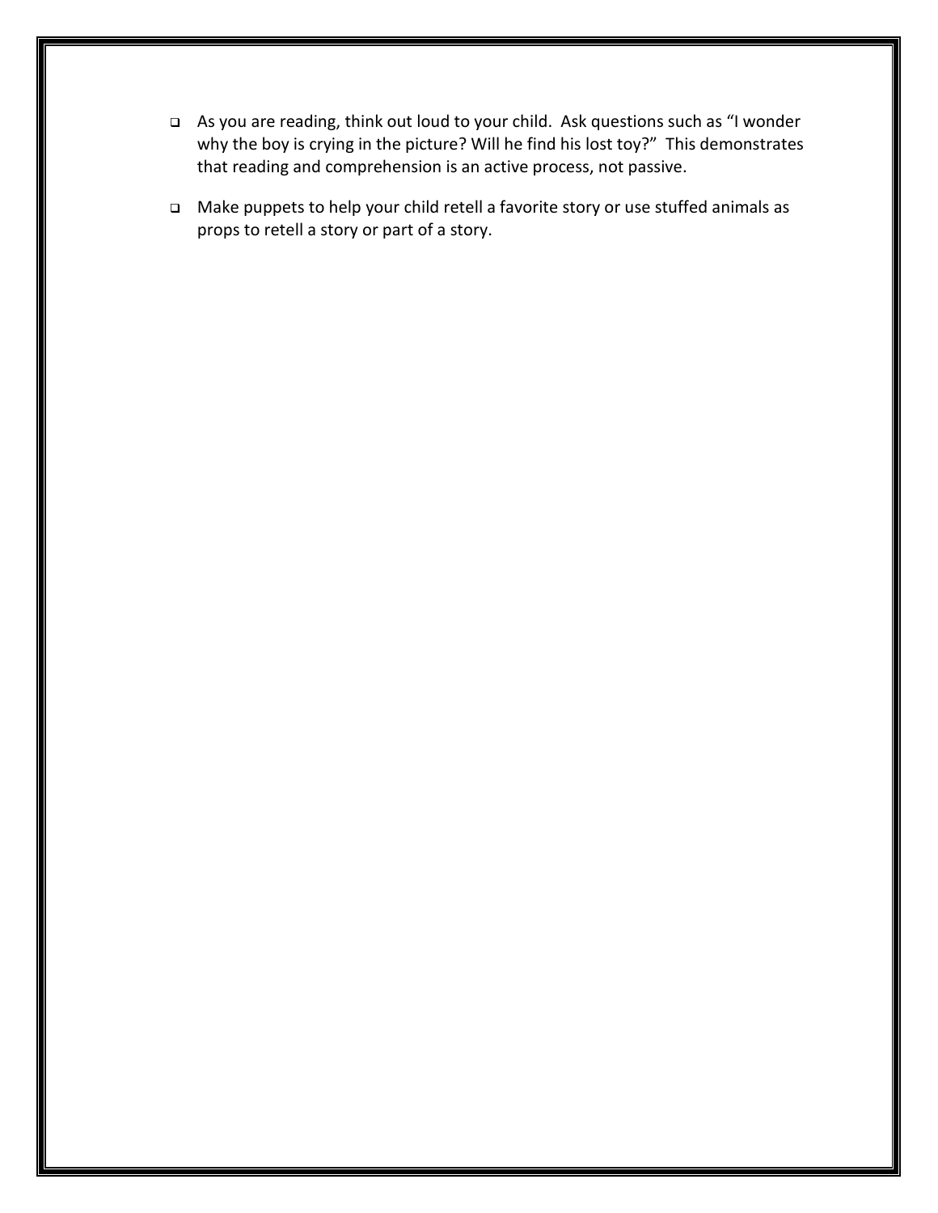- As you are reading, think out loud to your child. Ask questions such as "I wonder why the boy is crying in the picture? Will he find his lost toy?" This demonstrates that reading and comprehension is an active process, not passive.
- Make puppets to help your child retell a favorite story or use stuffed animals as props to retell a story or part of a story.